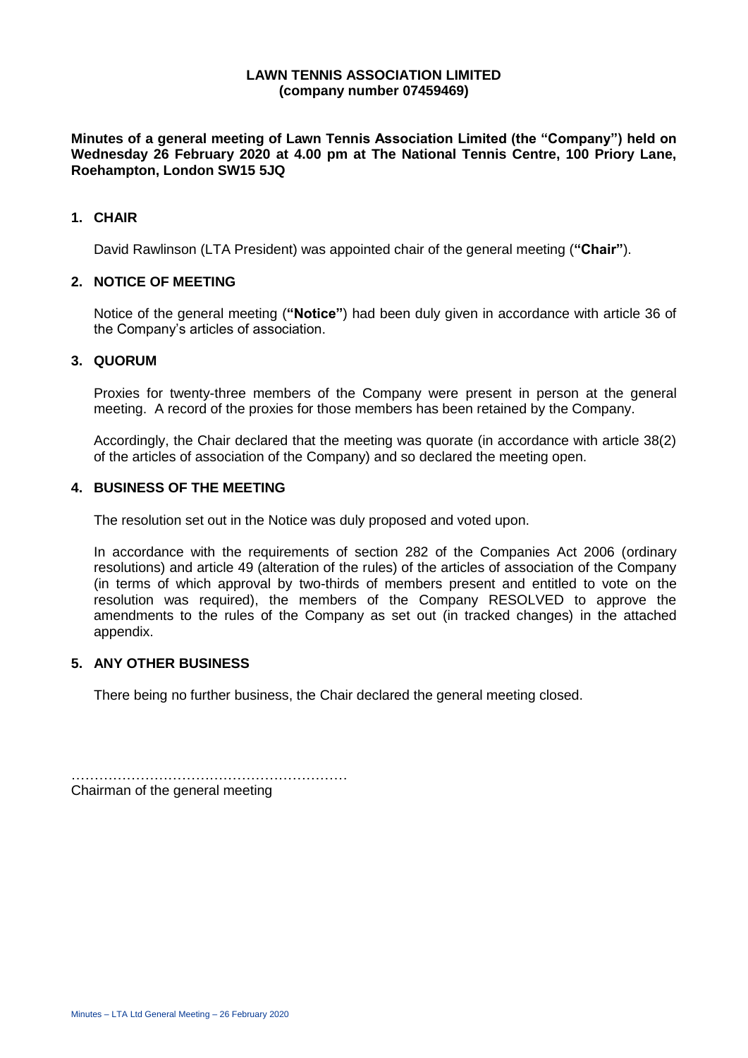**LAWN TENNIS ASSOCIATION LIMITED**
**(company number 07459469)**

**Minutes of a general meeting of Lawn Tennis Association Limited (the "Company") held on Wednesday 26 February 2020 at 4.00 pm at The National Tennis Centre, 100 Priory Lane, Roehampton, London SW15 5JQ**

## 1. CHAIR

David Rawlinson (LTA President) was appointed chair of the general meeting (**"Chair"**).

## 2. NOTICE OF MEETING

Notice of the general meeting (**"Notice"**) had been duly given in accordance with article 36 of the Company's articles of association.

## 3. QUORUM

Proxies for twenty-three members of the Company were present in person at the general meeting. A record of the proxies for those members has been retained by the Company.

Accordingly, the Chair declared that the meeting was quorate (in accordance with article 38(2) of the articles of association of the Company) and so declared the meeting open.

## 4. BUSINESS OF THE MEETING

The resolution set out in the Notice was duly proposed and voted upon.

In accordance with the requirements of section 282 of the Companies Act 2006 (ordinary resolutions) and article 49 (alteration of the rules) of the articles of association of the Company (in terms of which approval by two-thirds of members present and entitled to vote on the resolution was required), the members of the Company RESOLVED to approve the amendments to the rules of the Company as set out (in tracked changes) in the attached appendix.

## 5. ANY OTHER BUSINESS

There being no further business, the Chair declared the general meeting closed.

…………………………………………………
Chairman of the general meeting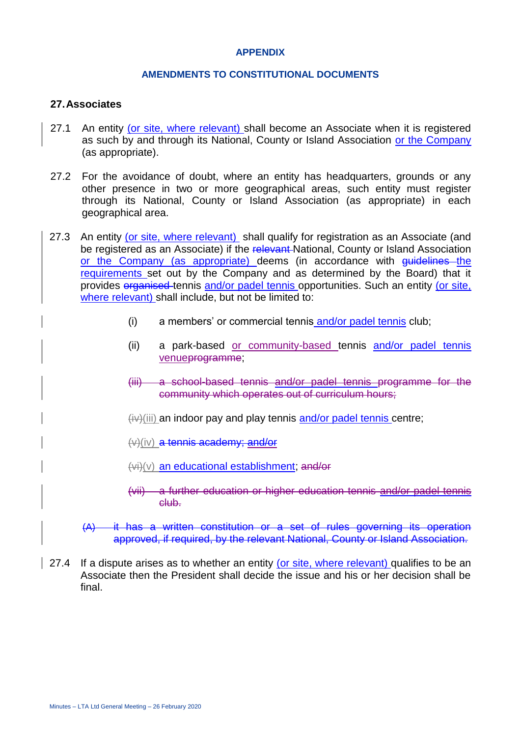**APPENDIX**

**AMENDMENTS TO CONSTITUTIONAL DOCUMENTS**

## 27. Associates

27.1 An entity <u>(or site, where relevant)</u> shall become an Associate when it is registered as such by and through its National, County or Island Association <u>or the Company</u> (as appropriate).

27.2 For the avoidance of doubt, where an entity has headquarters, grounds or any other presence in two or more geographical areas, such entity must register through its National, County or Island Association (as appropriate) in each geographical area.

27.3 An entity <u>(or site, where relevant)</u> shall qualify for registration as an Associate (and be registered as an Associate) if the ~~relevant~~ National, County or Island Association <u>or the Company (as appropriate)</u> deems (in accordance with ~~guidelines~~ <u>the requirements</u> set out by the Company and as determined by the Board) that it provides ~~organised~~ tennis <u>and/or padel tennis</u> opportunities. Such an entity <u>(or site, where relevant)</u> shall include, but not be limited to:

(i) a members' or commercial tennis <u>and/or padel tennis</u> club;

(ii) a park-based <u>or community-based</u> tennis <u>and/or padel tennis</u> <u>venue</u>~~programme~~;

~~(iii) a school-based tennis and/or padel tennis programme for the community which operates out of curriculum hours;~~

~~(iv)~~<u>(iii)</u> an indoor pay and play tennis <u>and/or padel tennis</u> centre;

~~(v)~~<u>(iv)</u> ~~a tennis academy; and/or~~

~~(vi)~~<u>(v)</u> <u>an educational establishment</u>; ~~and/or~~

~~(vii) a further education or higher education tennis and/or padel tennis club.~~

~~(A) it has a written constitution or a set of rules governing its operation approved, if required, by the relevant National, County or Island Association.~~

27.4 If a dispute arises as to whether an entity <u>(or site, where relevant)</u> qualifies to be an Associate then the President shall decide the issue and his or her decision shall be final.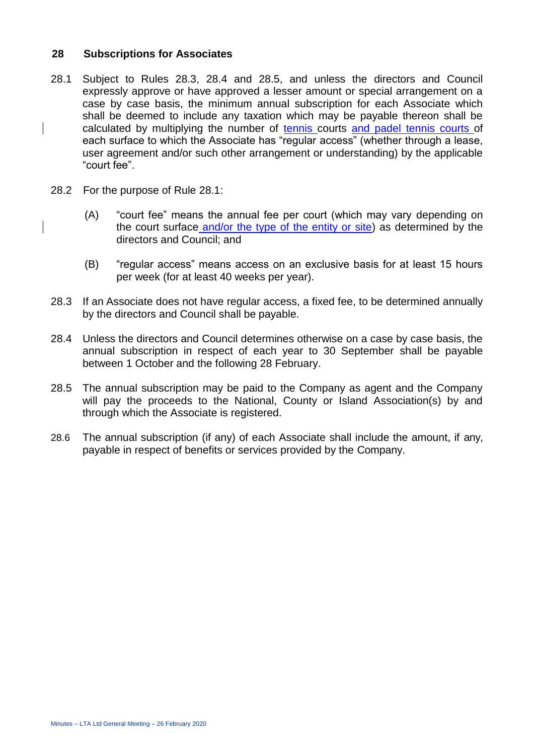## 28 Subscriptions for Associates

28.1 Subject to Rules 28.3, 28.4 and 28.5, and unless the directors and Council expressly approve or have approved a lesser amount or special arrangement on a case by case basis, the minimum annual subscription for each Associate which shall be deemed to include any taxation which may be payable thereon shall be calculated by multiplying the number of tennis courts and padel tennis courts of each surface to which the Associate has "regular access" (whether through a lease, user agreement and/or such other arrangement or understanding) by the applicable "court fee".

28.2 For the purpose of Rule 28.1:

(A) "court fee" means the annual fee per court (which may vary depending on the court surface and/or the type of the entity or site) as determined by the directors and Council; and

(B) "regular access" means access on an exclusive basis for at least 15 hours per week (for at least 40 weeks per year).

28.3 If an Associate does not have regular access, a fixed fee, to be determined annually by the directors and Council shall be payable.

28.4 Unless the directors and Council determines otherwise on a case by case basis, the annual subscription in respect of each year to 30 September shall be payable between 1 October and the following 28 February.

28.5 The annual subscription may be paid to the Company as agent and the Company will pay the proceeds to the National, County or Island Association(s) by and through which the Associate is registered.

28.6 The annual subscription (if any) of each Associate shall include the amount, if any, payable in respect of benefits or services provided by the Company.